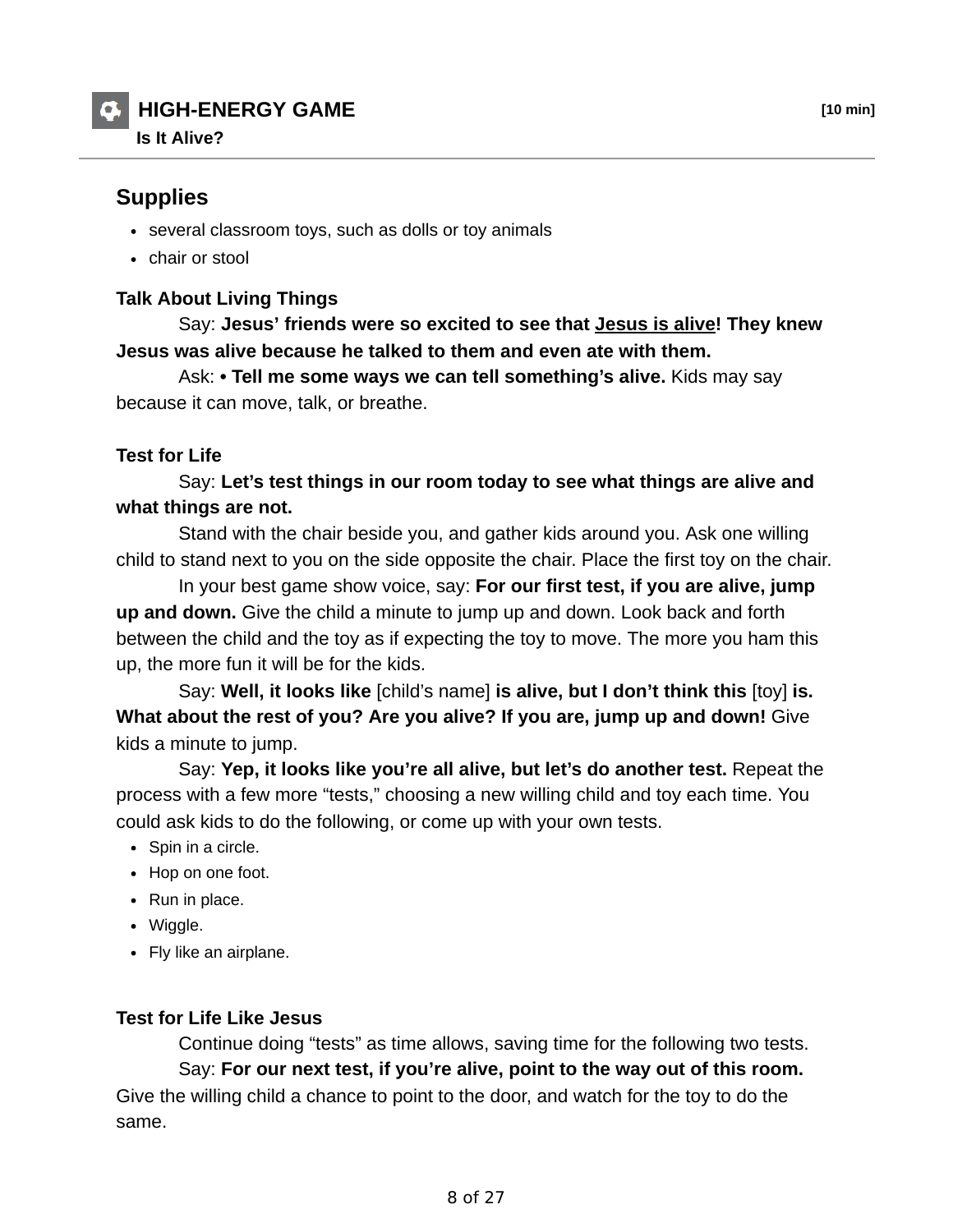## HIGH-ENERGY GAME

**Is It Alive?**

**[10 min]**

### Supplies

- several classroom toys, such as dolls or toy animals
- chair or stool

**Talk About Living Things**

Say: **Jesus' friends were so excited to see that Jesus is alive! They knew Jesus was alive because he talked to them and even ate with them.**

Ask: **• Tell me some ways we can tell something's alive.** Kids may say because it can move, talk, or breathe.

**Test for Life**

Say: **Let's test things in our room today to see what things are alive and what things are not.**

Stand with the chair beside you, and gather kids around you. Ask one willing child to stand next to you on the side opposite the chair. Place the first toy on the chair.

In your best game show voice, say: **For our first test, if you are alive, jump up and down.** Give the child a minute to jump up and down. Look back and forth between the child and the toy as if expecting the toy to move. The more you ham this up, the more fun it will be for the kids.

Say: **Well, it looks like** [child's name] **is alive, but I don't think this** [toy] **is. What about the rest of you? Are you alive? If you are, jump up and down!** Give kids a minute to jump.

Say: **Yep, it looks like you're all alive, but let's do another test.** Repeat the process with a few more "tests," choosing a new willing child and toy each time. You could ask kids to do the following, or come up with your own tests.

- Spin in a circle.
- Hop on one foot.
- Run in place.
- Wiggle.
- Fly like an airplane.

**Test for Life Like Jesus**

Continue doing "tests" as time allows, saving time for the following two tests.

Say: **For our next test, if you're alive, point to the way out of this room.** Give the willing child a chance to point to the door, and watch for the toy to do the same.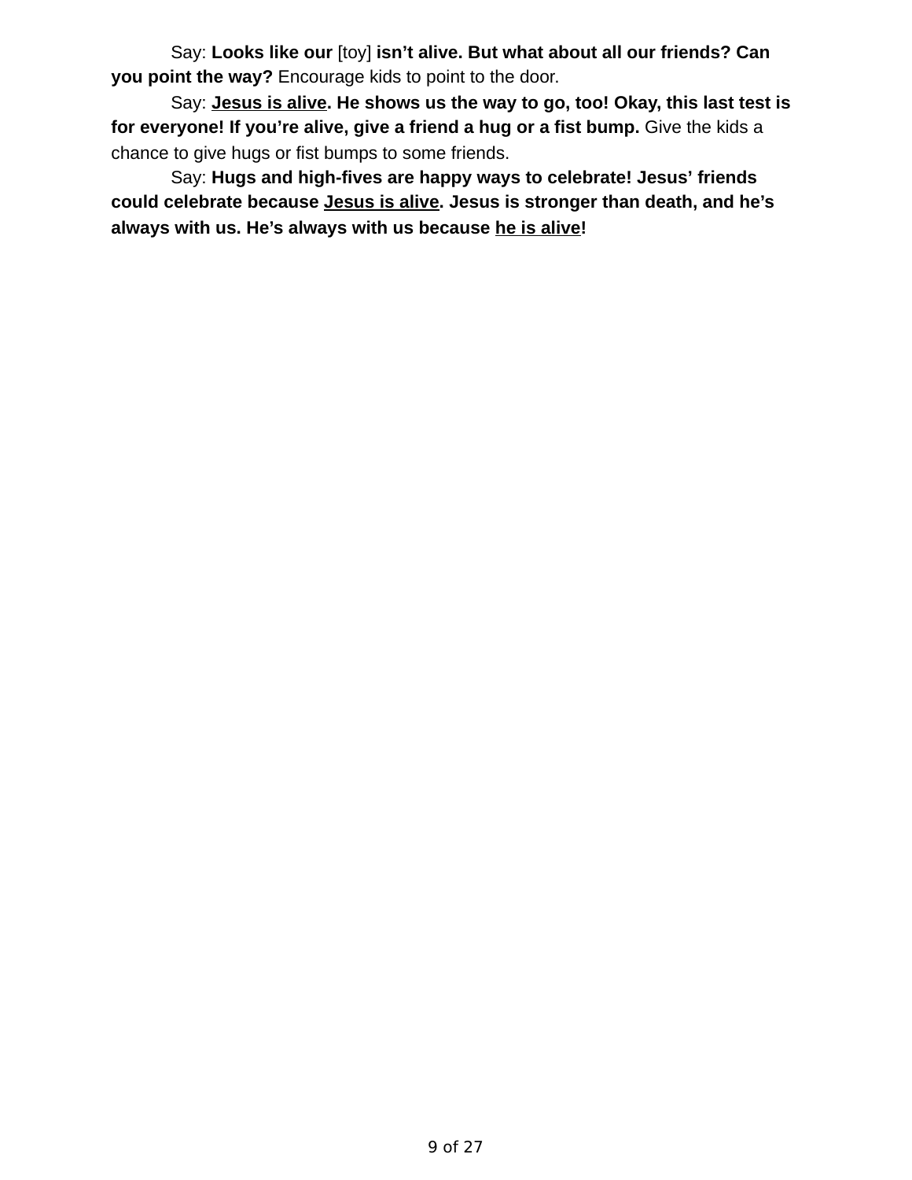Say: **Looks like our** [toy] **isn't alive. But what about all our friends? Can you point the way?** Encourage kids to point to the door.

Say: **<u>Jesus is alive</u>. He shows us the way to go, too! Okay, this last test is for everyone! If you're alive, give a friend a hug or a fist bump.** Give the kids a chance to give hugs or fist bumps to some friends.

Say: **Hugs and high-fives are happy ways to celebrate! Jesus' friends could celebrate because <u>Jesus is alive</u>. Jesus is stronger than death, and he's always with us. He's always with us because <u>he is alive</u>!**